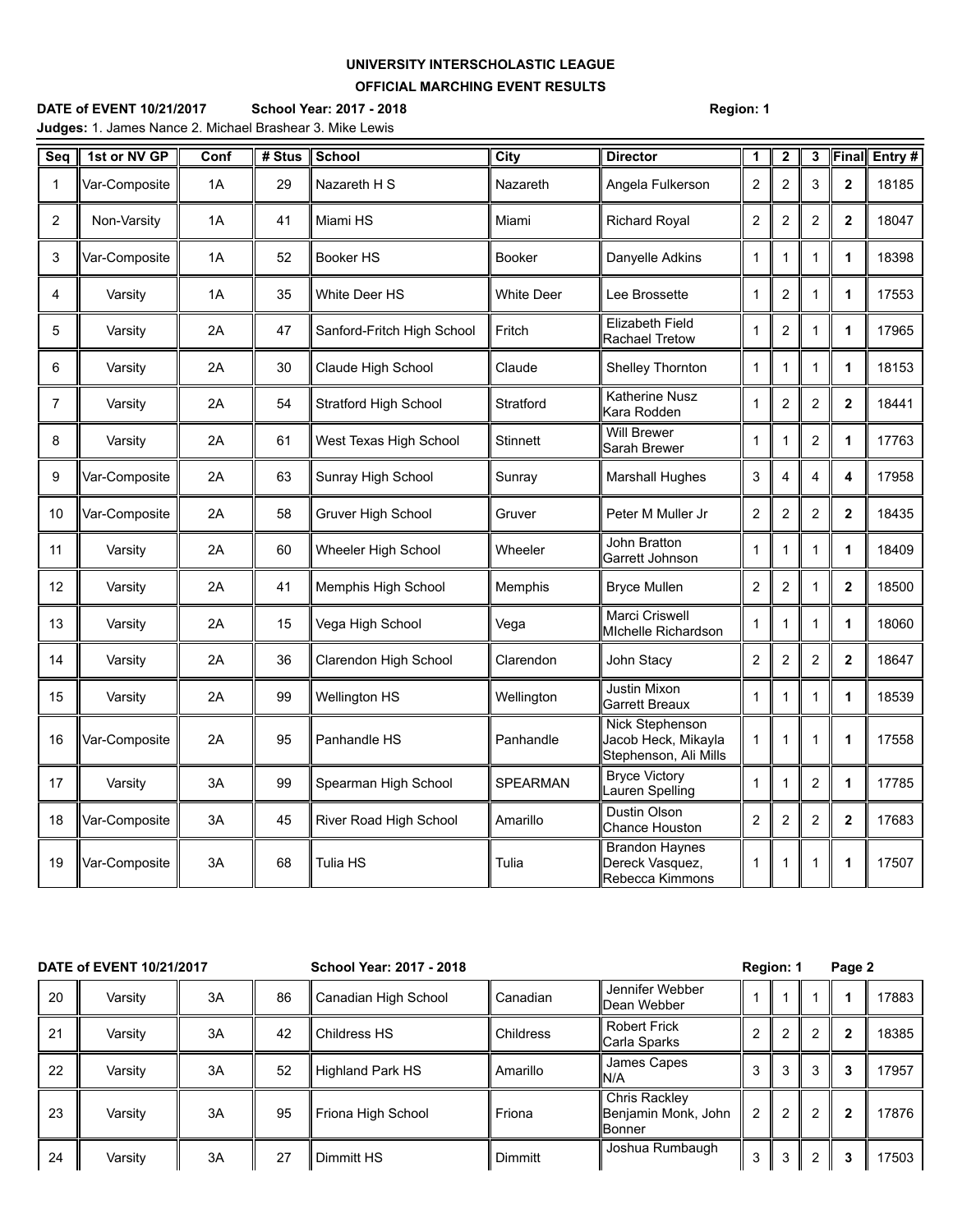**UNIVERSITY INTERSCHOLASTIC LEAGUE**

**OFFICIAL MARCHING EVENT RESULTS**

**DATE of EVENT 10/21/2017** **School Year: 2017 - 2018** **Region: 1**

**Judges:** 1. James Nance 2. Michael Brashear 3. Mike Lewis

| Seq | 1st or NV GP | Conf | # Stus | School | City | Director | 1 | 2 | 3 | Final | Entry # |
|---|---|---|---|---|---|---|---|---|---|---|---|
| 1 | Var-Composite | 1A | 29 | Nazareth H S | Nazareth | Angela Fulkerson | 2 | 2 | 3 | **2** | 18185 |
| 2 | Non-Varsity | 1A | 41 | Miami HS | Miami | Richard Royal | 2 | 2 | 2 | **2** | 18047 |
| 3 | Var-Composite | 1A | 52 | Booker HS | Booker | Danyelle Adkins | 1 | 1 | 1 | **1** | 18398 |
| 4 | Varsity | 1A | 35 | White Deer HS | White Deer | Lee Brossette | 1 | 2 | 1 | **1** | 17553 |
| 5 | Varsity | 2A | 47 | Sanford-Fritch High School | Fritch | Elizabeth Field Rachael Tretow | 1 | 2 | 1 | **1** | 17965 |
| 6 | Varsity | 2A | 30 | Claude High School | Claude | Shelley Thornton | 1 | 1 | 1 | **1** | 18153 |
| 7 | Varsity | 2A | 54 | Stratford High School | Stratford | Katherine Nusz Kara Rodden | 1 | 2 | 2 | **2** | 18441 |
| 8 | Varsity | 2A | 61 | West Texas High School | Stinnett | Will Brewer Sarah Brewer | 1 | 1 | 2 | **1** | 17763 |
| 9 | Var-Composite | 2A | 63 | Sunray High School | Sunray | Marshall Hughes | 3 | 4 | 4 | **4** | 17958 |
| 10 | Var-Composite | 2A | 58 | Gruver High School | Gruver | Peter M Muller Jr | 2 | 2 | 2 | **2** | 18435 |
| 11 | Varsity | 2A | 60 | Wheeler High School | Wheeler | John Bratton Garrett Johnson | 1 | 1 | 1 | **1** | 18409 |
| 12 | Varsity | 2A | 41 | Memphis High School | Memphis | Bryce Mullen | 2 | 2 | 1 | **2** | 18500 |
| 13 | Varsity | 2A | 15 | Vega High School | Vega | Marci Criswell MIchelle Richardson | 1 | 1 | 1 | **1** | 18060 |
| 14 | Varsity | 2A | 36 | Clarendon High School | Clarendon | John Stacy | 2 | 2 | 2 | **2** | 18647 |
| 15 | Varsity | 2A | 99 | Wellington HS | Wellington | Justin Mixon Garrett Breaux | 1 | 1 | 1 | **1** | 18539 |
| 16 | Var-Composite | 2A | 95 | Panhandle HS | Panhandle | Nick Stephenson Jacob Heck, Mikayla Stephenson, Ali Mills | 1 | 1 | 1 | **1** | 17558 |
| 17 | Varsity | 3A | 99 | Spearman High School | SPEARMAN | Bryce Victory Lauren Spelling | 1 | 1 | 2 | **1** | 17785 |
| 18 | Var-Composite | 3A | 45 | River Road High School | Amarillo | Dustin Olson Chance Houston | 2 | 2 | 2 | **2** | 17683 |
| 19 | Var-Composite | 3A | 68 | Tulia HS | Tulia | Brandon Haynes Dereck Vasquez, Rebecca Kimmons | 1 | 1 | 1 | **1** | 17507 |
| 20 | Varsity | 3A | 86 | Canadian High School | Canadian | Jennifer Webber Dean Webber | 1 | 1 | 1 | **1** | 17883 |
| 21 | Varsity | 3A | 42 | Childress HS | Childress | Robert Frick Carla Sparks | 2 | 2 | 2 | **2** | 18385 |
| 22 | Varsity | 3A | 52 | Highland Park HS | Amarillo | James Capes N/A | 3 | 3 | 3 | **3** | 17957 |
| 23 | Varsity | 3A | 95 | Friona High School | Friona | Chris Rackley Benjamin Monk, John Bonner | 2 | 2 | 2 | **2** | 17876 |
| 24 | Varsity | 3A | 27 | Dimmitt HS | Dimmitt | Joshua Rumbaugh | 3 | 3 | 2 | **3** | 17503 |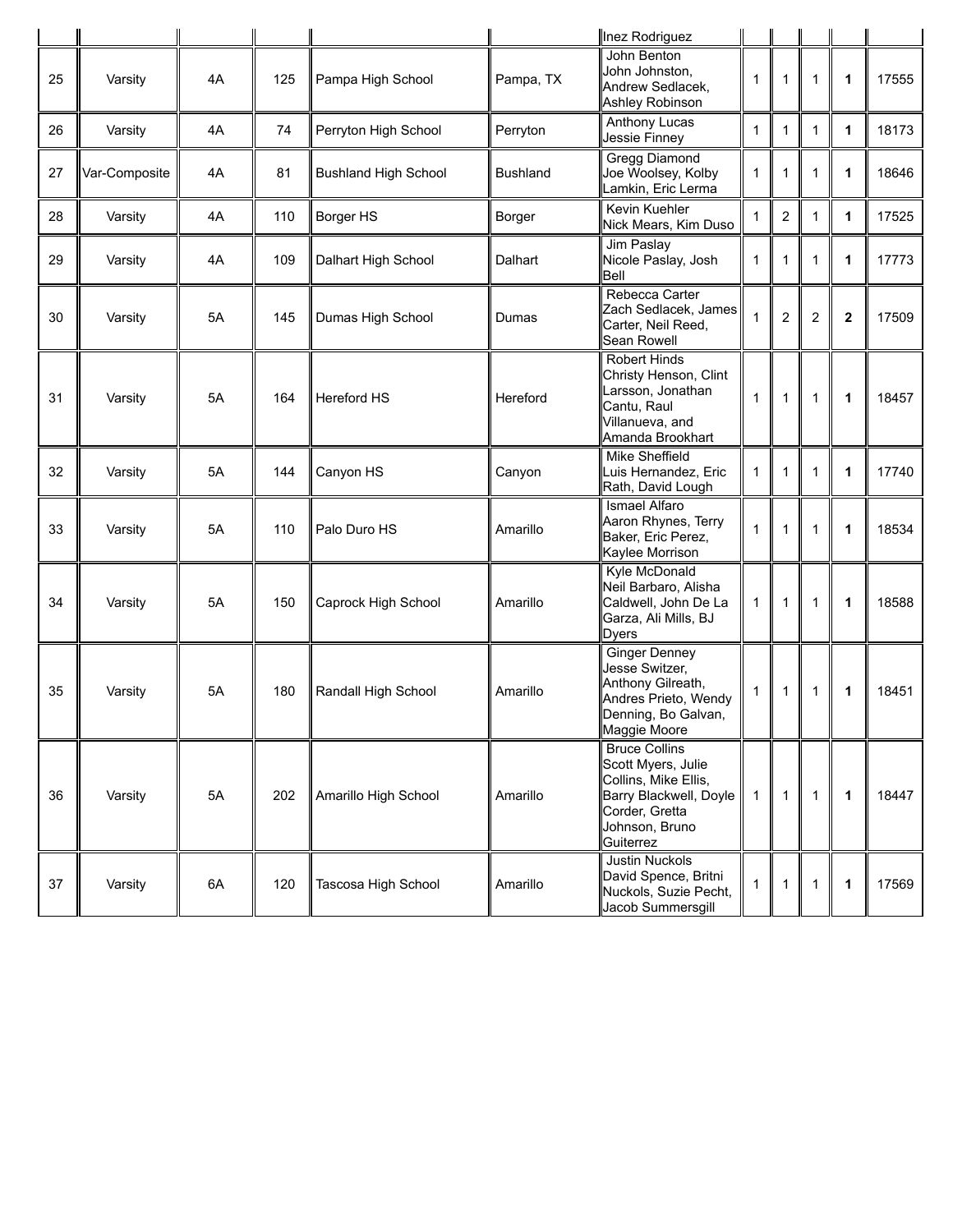| | | | | | | | | | | | |
|---|---|---|---|---|---|---|---|---|---|---|---|
| | | | | | | Inez Rodriguez | | | | | |
| 25 | Varsity | 4A | 125 | Pampa High School | Pampa, TX | John Benton John Johnston, Andrew Sedlacek, Ashley Robinson | 1 | 1 | 1 | **1** | 17555 |
| 26 | Varsity | 4A | 74 | Perryton High School | Perryton | Anthony Lucas Jessie Finney | 1 | 1 | 1 | **1** | 18173 |
| 27 | Var-Composite | 4A | 81 | Bushland High School | Bushland | Gregg Diamond Joe Woolsey, Kolby Lamkin, Eric Lerma | 1 | 1 | 1 | **1** | 18646 |
| 28 | Varsity | 4A | 110 | Borger HS | Borger | Kevin Kuehler Nick Mears, Kim Duso | 1 | 2 | 1 | **1** | 17525 |
| 29 | Varsity | 4A | 109 | Dalhart High School | Dalhart | Jim Paslay Nicole Paslay, Josh Bell | 1 | 1 | 1 | **1** | 17773 |
| 30 | Varsity | 5A | 145 | Dumas High School | Dumas | Rebecca Carter Zach Sedlacek, James Carter, Neil Reed, Sean Rowell | 1 | 2 | 2 | **2** | 17509 |
| 31 | Varsity | 5A | 164 | Hereford HS | Hereford | Robert Hinds Christy Henson, Clint Larsson, Jonathan Cantu, Raul Villanueva, and Amanda Brookhart | 1 | 1 | 1 | **1** | 18457 |
| 32 | Varsity | 5A | 144 | Canyon HS | Canyon | Mike Sheffield Luis Hernandez, Eric Rath, David Lough | 1 | 1 | 1 | **1** | 17740 |
| 33 | Varsity | 5A | 110 | Palo Duro HS | Amarillo | Ismael Alfaro Aaron Rhynes, Terry Baker, Eric Perez, Kaylee Morrison | 1 | 1 | 1 | **1** | 18534 |
| 34 | Varsity | 5A | 150 | Caprock High School | Amarillo | Kyle McDonald Neil Barbaro, Alisha Caldwell, John De La Garza, Ali Mills, BJ Dyers | 1 | 1 | 1 | **1** | 18588 |
| 35 | Varsity | 5A | 180 | Randall High School | Amarillo | Ginger Denney Jesse Switzer, Anthony Gilreath, Andres Prieto, Wendy Denning, Bo Galvan, Maggie Moore | 1 | 1 | 1 | **1** | 18451 |
| 36 | Varsity | 5A | 202 | Amarillo High School | Amarillo | Bruce Collins Scott Myers, Julie Collins, Mike Ellis, Barry Blackwell, Doyle Corder, Gretta Johnson, Bruno Guiterrez | 1 | 1 | 1 | **1** | 18447 |
| 37 | Varsity | 6A | 120 | Tascosa High School | Amarillo | Justin Nuckols David Spence, Britni Nuckols, Suzie Pecht, Jacob Summersgill | 1 | 1 | 1 | **1** | 17569 |